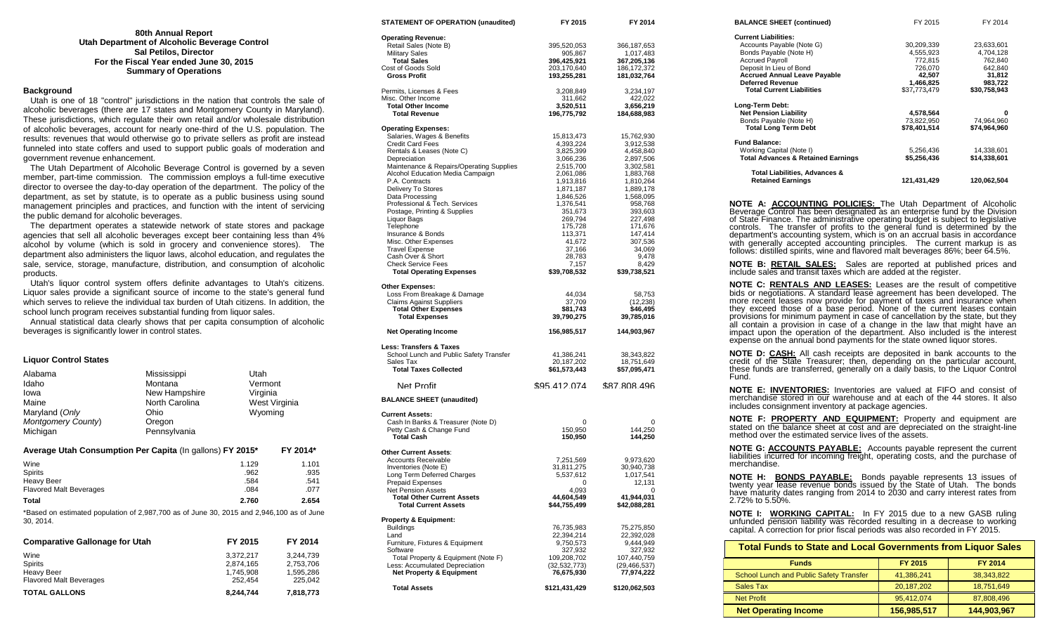# 80th Annual Report
## Utah Department of Alcoholic Beverage Control
### Sal Petilos, Director
### For the Fiscal Year ended June 30, 2015
### Summary of Operations

**Background**

Utah is one of 18 "control" jurisdictions in the nation that controls the sale of alcoholic beverages (there are 17 states and Montgomery County in Maryland). These jurisdictions, which regulate their own retail and/or wholesale distribution of alcoholic beverages, account for nearly one-third of the U.S. population. The results: revenues that would otherwise go to private sellers as profit are instead funneled into state coffers and used to support public goals of moderation and government revenue enhancement.

The Utah Department of Alcoholic Beverage Control is governed by a seven member, part-time commission. The commission employs a full-time executive director to oversee the day-to-day operation of the department. The policy of the department, as set by statute, is to operate as a public business using sound management principles and practices, and function with the intent of servicing the public demand for alcoholic beverages.

The department operates a statewide network of state stores and package agencies that sell all alcoholic beverages except beer containing less than 4% alcohol by volume (which is sold in grocery and convenience stores). The department also administers the liquor laws, alcohol education, and regulates the sale, service, storage, manufacture, distribution, and consumption of alcoholic products.

Utah's liquor control system offers definite advantages to Utah's citizens. Liquor sales provide a significant source of income to the state's general fund which serves to relieve the individual tax burden of Utah citizens. In addition, the school lunch program receives substantial funding from liquor sales.

Annual statistical data clearly shows that per capita consumption of alcoholic beverages is significantly lower in control states.

**Liquor Control States**

| | | |
|---|---|---|
| Alabama | Mississippi | Utah |
| Idaho | Montana | Vermont |
| Iowa | New Hampshire | Virginia |
| Maine | North Carolina | West Virginia |
| Maryland (*Only Montgomery County*) | Ohio | Wyoming |
| Michigan | Oregon | |
| | Pennsylvania | |

| **Average Utah Consumption Per Capita** (In gallons) **FY 2015*** | **FY 2014*** |
|---|---|
| Wine | 1.129 | 1.101 |
| Spirits | .962 | .935 |
| Heavy Beer | .584 | .541 |
| Flavored Malt Beverages | .084 | .077 |
| **Total** | **2.760** | **2.654** |

*Based on estimated population of 2,987,700 as of June 30, 2015 and 2,946,100 as of June 30, 2014.

| **Comparative Gallonage for Utah** | **FY 2015** | **FY 2014** |
|---|---|---|
| Wine | 3,372,217 | 3,244,739 |
| Spirits | 2,874,165 | 2,753,706 |
| Heavy Beer | 1,745,908 | 1,595,286 |
| Flavored Malt Beverages | 252,454 | 225,042 |
| **TOTAL GALLONS** | **8,244,744** | **7,818,773** |

| **STATEMENT OF OPERATION (unaudited)** | **FY 2015** | **FY 2014** |
|---|---|---|
| **Operating Revenue:** | | |
| Retail Sales (Note B) | 395,520,053 | 366,187,653 |
| Military Sales | 905,867 | 1,017,483 |
| **Total Sales** | **396,425,921** | **367,205,136** |
| Cost of Goods Sold | 203,170,640 | 186,172,372 |
| **Gross Profit** | **193,255,281** | **181,032,764** |
| Permits, Licenses & Fees | 3,208,849 | 3,234,197 |
| Misc. Other Income | 311,662 | 422,022 |
| **Total Other Income** | **3,520,511** | **3,656,219** |
| **Total Revenue** | **196,775,792** | **184,688,983** |
| **Operating Expenses:** | | |
| Salaries, Wages & Benefits | 15,813,473 | 15,762,930 |
| Credit Card Fees | 4,393,224 | 3,912,538 |
| Rentals & Leases (Note C) | 3,825,399 | 4,458,840 |
| Depreciation | 3,066,236 | 2,897,506 |
| Maintenance & Repairs/Operating Supplies | 2,515,700 | 3,302,581 |
| Alcohol Education Media Campaign | 2,061,086 | 1,883,768 |
| P.A. Contracts | 1,913,816 | 1,810,264 |
| Delivery To Stores | 1,871,187 | 1,889,178 |
| Data Processing | 1,846,526 | 1,568,095 |
| Professional & Tech. Services | 1,376,541 | 958,768 |
| Postage, Printing & Supplies | 351,673 | 393,603 |
| Liquor Bags | 269,794 | 227,498 |
| Telephone | 175,728 | 171,676 |
| Insurance & Bonds | 113,371 | 147,414 |
| Misc. Other Expenses | 41,672 | 307,536 |
| Travel Expense | 37,166 | 34,069 |
| Cash Over & Short | 28,783 | 9,478 |
| Check Service Fees | 7,157 | 8,429 |
| **Total Operating Expenses** | **$39,708,532** | **$39,738,521** |
| **Other Expenses:** | | |
| Loss From Breakage & Damage | 44,034 | 58,753 |
| Claims Against Suppliers | 37,709 | (12,238) |
| **Total Other Expenses** | **$81,743** | **$46,495** |
| **Total Expenses** | **39,790,275** | **39,785,016** |
| **Net Operating Income** | **156,985,517** | **144,903,967** |
| **Less: Transfers & Taxes** | | |
| School Lunch and Public Safety Transfer | 41,386,241 | 38,343,822 |
| Sales Tax | 20,187,202 | 18,751,649 |
| **Total Taxes Collected** | **$61,573,443** | **$57,095,471** |
| Net Profit | $95,412,074 | $87,808,496 |

| **BALANCE SHEET (unaudited)** | **FY 2015** | **FY 2014** |
|---|---|---|
| **Current Assets:** | | |
| Cash In Banks & Treasurer (Note D) | 0 | 0 |
| Petty Cash & Change Fund | 150,950 | 144,250 |
| **Total Cash** | **150,950** | **144,250** |
| **Other Current Assets**: | | |
| Accounts Receivable | 7,251,569 | 9,973,620 |
| Inventories (Note E) | 31,811,275 | 30,940,738 |
| Long Term Deferred Charges | 5,537,612 | 1,017,541 |
| Prepaid Expenses | 0 | 12,131 |
| Net Pension Assets | 4,093 | 0 |
| **Total Other Current Assets** | **44,604,549** | **41,944,031** |
| **Total Current Assets** | **$44,755,499** | **$42,088,281** |
| **Property & Equipment:** | | |
| Buildings | 76,735,983 | 75,275,850 |
| Land | 22,394,214 | 22,392,028 |
| Furniture, Fixtures & Equipment | 9,750,573 | 9,444,949 |
| Software | 327,932 | 327,932 |
| Total Property & Equipment (Note F) | 109,208,702 | 107,440,759 |
| Less: Accumulated Depreciation | (32,532,773) | (29,466,537) |
| **Net Property & Equipment** | **76,675,930** | **77,974,222** |
| **Total Assets** | **$121,431,429** | **$120,062,503** |

| **BALANCE SHEET (continued)** | FY 2015 | FY 2014 |
|---|---|---|
| **Current Liabilities:** | | |
| Accounts Payable (Note G) | 30,209,339 | 23,633,601 |
| Bonds Payable (Note H) | 4,555,923 | 4,704,128 |
| Accrued Payroll | 772,815 | 762,840 |
| Deposit In Lieu of Bond | 726,070 | 642,840 |
| **Accrued Annual Leave Payable** | **42,507** | **31,812** |
| **Deferred Revenue** | **1,466,825** | **983,722** |
| **Total Current Liabilities** | **$37,773,479** | **$30,758,943** |
| **Long-Term Debt:** | | |
| **Net Pension Liability** | **4,578,564** | **0** |
| Bonds Payable (Note H) | 73,822,950 | 74,964,960 |
| **Total Long Term Debt** | **$78,401,514** | **$74,964,960** |
| **Fund Balance:** | | |
| Working Capital (Note I) | 5,256,436 | 14,338,601 |
| **Total Advances & Retained Earnings** | **$5,256,436** | **$14,338,601** |
| **Total Liabilities, Advances & Retained Earnings** | **121,431,429** | **120,062,504** |

**NOTE A: ACCOUNTING POLICIES:** The Utah Department of Alcoholic Beverage Control has been designated as an enterprise fund by the Division of State Finance. The administrative operating budget is subject to legislative controls. The transfer of profits to the general fund is determined by the department's accounting system, which is on an accrual basis in accordance with generally accepted accounting principles. The current markup is as follows: distilled spirits, wine and flavored malt beverages 86%; beer 64.5%.

**NOTE B: RETAIL SALES:** Sales are reported at published prices and include sales and transit taxes which are added at the register.

**NOTE C: RENTALS AND LEASES:** Leases are the result of competitive bids or negotiations. A standard lease agreement has been developed. The more recent leases now provide for payment of taxes and insurance when they exceed those of a base period. None of the current leases contain provisions for minimum payment in case of cancellation by the state, but they all contain a provision in case of a change in the law that might have an impact upon the operation of the department. Also included is the interest expense on the annual bond payments for the state owned liquor stores.

**NOTE D: CASH:** All cash receipts are deposited in bank accounts to the credit of the State Treasurer; then, depending on the particular account, these funds are transferred, generally on a daily basis, to the Liquor Control Fund.

**NOTE E: INVENTORIES:** Inventories are valued at FIFO and consist of merchandise stored in our warehouse and at each of the 44 stores. It also includes consignment inventory at package agencies.

**NOTE F: PROPERTY AND EQUIPMENT:** Property and equipment are stated on the balance sheet at cost and are depreciated on the straight-line method over the estimated service lives of the assets.

**NOTE G: ACCOUNTS PAYABLE:** Accounts payable represent the current liabilities incurred for incoming freight, operating costs, and the purchase of merchandise.

**NOTE H: BONDS PAYABLE:** Bonds payable represents 13 issues of twenty year lease revenue bonds issued by the State of Utah. The bonds have maturity dates ranging from 2014 to 2030 and carry interest rates from 2.72% to 5.50%.

**NOTE I: WORKING CAPITAL:** In FY 2015 due to a new GASB ruling unfunded pension liability was recorded resulting in a decrease to working capital. A correction for prior fiscal periods was also recorded in FY 2015.

**Total Funds to State and Local Governments from Liquor Sales**

| **Funds** | **FY 2015** | **FY 2014** |
|---|---|---|
| School Lunch and Public Safety Transfer | 41,386,241 | 38,343,822 |
| Sales Tax | 20,187,202 | 18,751,649 |
| Net Profit | 95,412,074 | 87,808,496 |
| **Net Operating Income** | **156,985,517** | **144,903,967** |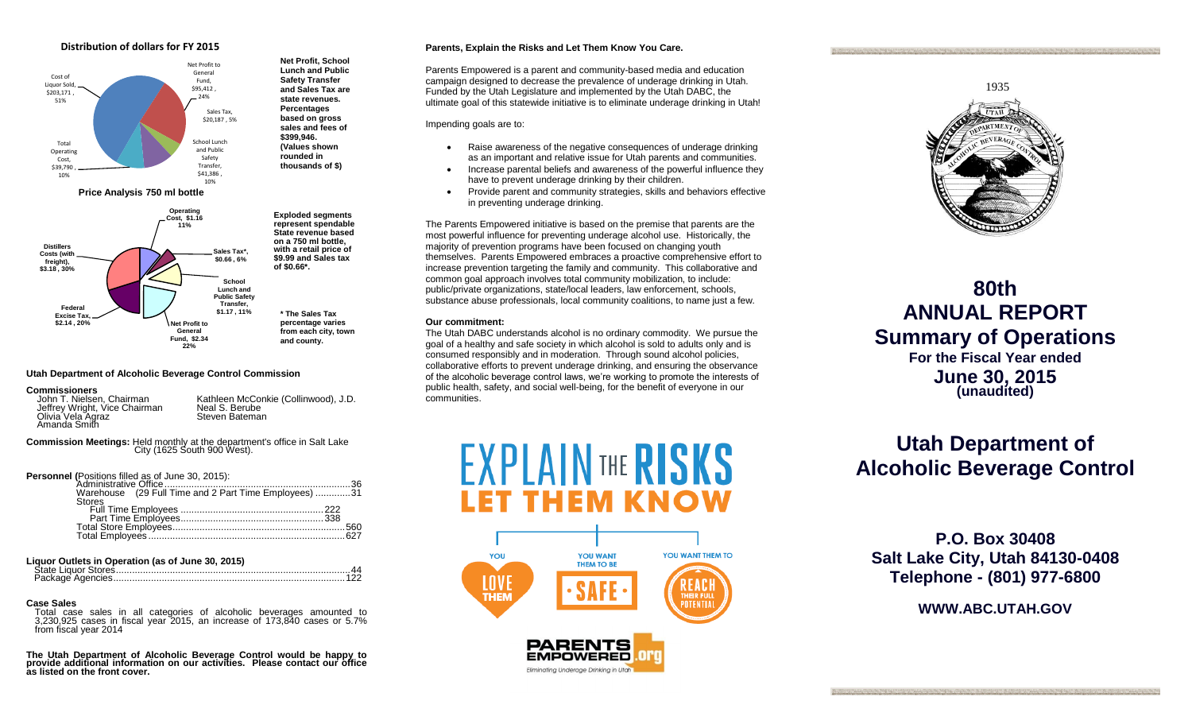**Distribution of dollars for FY 2015**

Cost of Liquor Sold, $203,171 , 51%

Net Profit to General Fund, $95,412 , 24%

Sales Tax, $20,187 , 5%

School Lunch and Public Safety Transfer, $41,386 , 10%

Total Operating Cost, $39,790 , 10%

**Net Profit, School Lunch and Public Safety Transfer and Sales Tax are state revenues. Percentages based on gross sales and fees of $399,946. (Values shown rounded in thousands of $)**

**Price Analysis 750 ml bottle**

**Operating Cost, $1.16 11%**

**Sales Tax*, $0.66 , 6%**

**School Lunch and Public Safety Transfer, $1.17 , 11%**

**Net Profit to General Fund, $2.34 22%**

**Federal Excise Tax, $2.14 , 20%**

**Distillers Costs (with freight), $3.18 , 30%**

**Exploded segments represent spendable State revenue based on a 750 ml bottle, with a retail price of $9.99 and Sales tax of $0.66*.**

**\* The Sales Tax percentage varies from each city, town and county.**

### Utah Department of Alcoholic Beverage Control Commission

**Commissioners**

John T. Nielsen, Chairman
Jeffrey Wright, Vice Chairman
Olivia Vela Agraz
Amanda Smith
Kathleen McConkie (Collinwood), J.D.
Neal S. Berube
Steven Bateman

**Commission Meetings:** Held monthly at the department's office in Salt Lake City (1625 South 900 West).

**Personnel** (Positions filled as of June 30, 2015):

| | |
|---|---|
| Administrative Office | 36 |
| Warehouse (29 Full Time and 2 Part Time Employees) | 31 |
| Stores | |
| Full Time Employees | 222 |
| Part Time Employees | 338 |
| Total Store Employees | 560 |
| Total Employees | 627 |

**Liquor Outlets in Operation (as of June 30, 2015)**

| | |
|---|---|
| State Liquor Stores | 44 |
| Package Agencies | 122 |

**Case Sales**

Total case sales in all categories of alcoholic beverages amounted to 3,230,925 cases in fiscal year 2015, an increase of 173,840 cases or 5.7% from fiscal year 2014

**The Utah Department of Alcoholic Beverage Control would be happy to provide additional information on our activities. Please contact our office as listed on the front cover.**

**Parents, Explain the Risks and Let Them Know You Care.**

Parents Empowered is a parent and community-based media and education campaign designed to decrease the prevalence of underage drinking in Utah. Funded by the Utah Legislature and implemented by the Utah DABC, the ultimate goal of this statewide initiative is to eliminate underage drinking in Utah!

Impending goals are to:

- Raise awareness of the negative consequences of underage drinking as an important and relative issue for Utah parents and communities.
- Increase parental beliefs and awareness of the powerful influence they have to prevent underage drinking by their children.
- Provide parent and community strategies, skills and behaviors effective in preventing underage drinking.

The Parents Empowered initiative is based on the premise that parents are the most powerful influence for preventing underage alcohol use. Historically, the majority of prevention programs have been focused on changing youth themselves. Parents Empowered embraces a proactive comprehensive effort to increase prevention targeting the family and community. This collaborative and common goal approach involves total community mobilization, to include: public/private organizations, state/local leaders, law enforcement, schools, substance abuse professionals, local community coalitions, to name just a few.

**Our commitment:**

The Utah DABC understands alcohol is no ordinary commodity. We pursue the goal of a healthy and safe society in which alcohol is sold to adults only and is consumed responsibly and in moderation. Through sound alcohol policies, collaborative efforts to prevent underage drinking, and ensuring the observance of the alcoholic beverage control laws, we're working to promote the interests of public health, safety, and social well-being, for the benefit of everyone in our communities.

EXPLAIN THE RISKS
LET THEM KNOW

YOU LOVE THEM — YOU WANT THEM TO BE SAFE — YOU WANT THEM TO REACH THEIR FULL POTENTIAL

PARENTS EMPOWERED .org
Eliminating Underage Drinking in Utah

1935

UTAH DEPARTMENT OF ALCOHOLIC BEVERAGE CONTROL

# 80th ANNUAL REPORT Summary of Operations

**For the Fiscal Year ended**

**June 30, 2015**
**(unaudited)**

# Utah Department of Alcoholic Beverage Control

**P.O. Box 30408**
**Salt Lake City, Utah 84130-0408**
**Telephone - (801) 977-6800**

**WWW.ABC.UTAH.GOV**